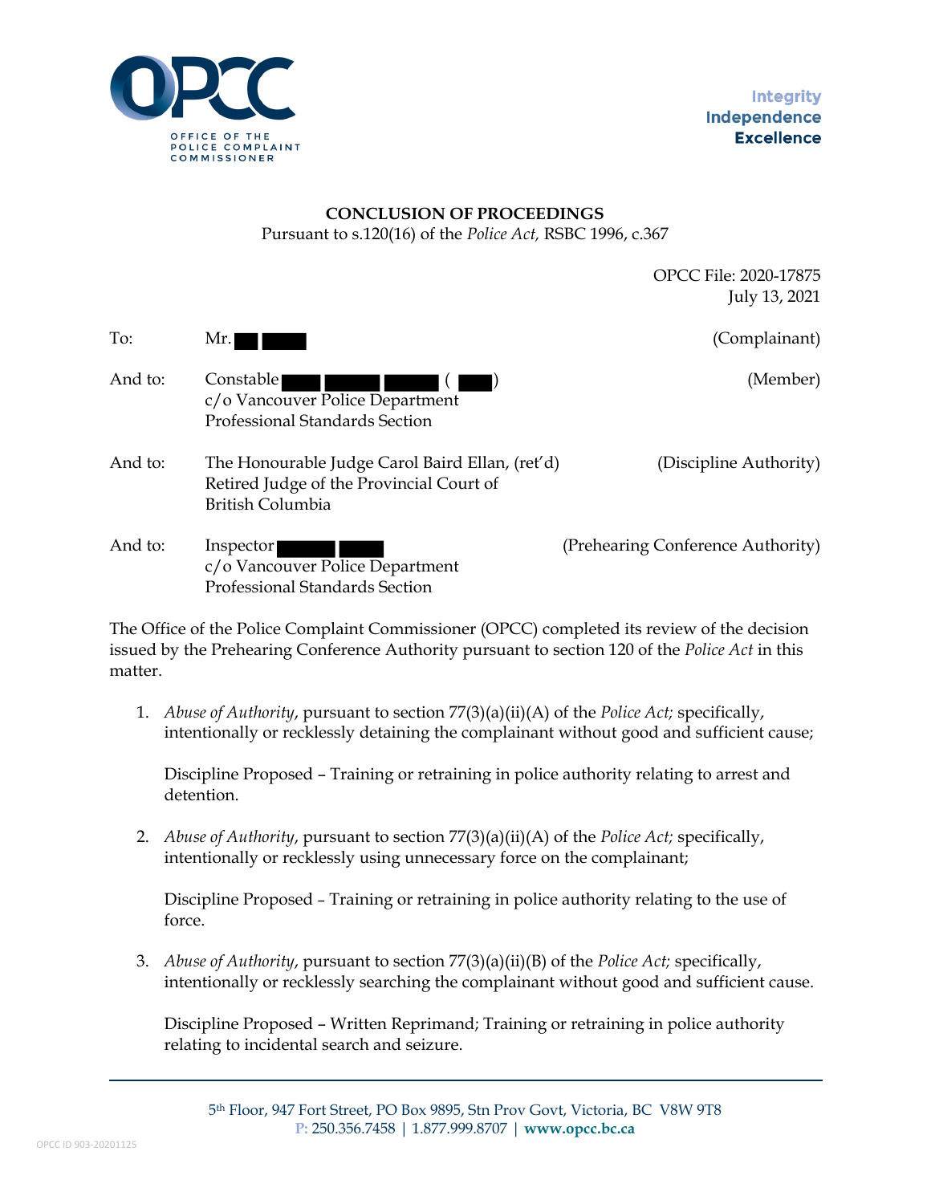OPC
OFFICE OF THE POLICE COMPLAINT COMMISSIONER

Integrity
Independence
Excellence

**CONCLUSION OF PROCEEDINGS**
Pursuant to s.120(16) of the *Police Act,* RSBC 1996, c.367

OPCC File: 2020-17875
July 13, 2021

| | | |
|---|---|---|
| To: | Mr. | (Complainant) |
| And to: | Constable ( )<br>c/o Vancouver Police Department<br>Professional Standards Section | (Member) |
| And to: | The Honourable Judge Carol Baird Ellan, (ret'd)<br>Retired Judge of the Provincial Court of<br>British Columbia | (Discipline Authority) |
| And to: | Inspector<br>c/o Vancouver Police Department<br>Professional Standards Section | (Prehearing Conference Authority) |

The Office of the Police Complaint Commissioner (OPCC) completed its review of the decision issued by the Prehearing Conference Authority pursuant to section 120 of the *Police Act* in this matter.

1. *Abuse of Authority*, pursuant to section 77(3)(a)(ii)(A) of the *Police Act;* specifically, intentionally or recklessly detaining the complainant without good and sufficient cause;

   Discipline Proposed – Training or retraining in police authority relating to arrest and detention.

2. *Abuse of Authority*, pursuant to section 77(3)(a)(ii)(A) of the *Police Act;* specifically, intentionally or recklessly using unnecessary force on the complainant;

   Discipline Proposed – Training or retraining in police authority relating to the use of force.

3. *Abuse of Authority*, pursuant to section 77(3)(a)(ii)(B) of the *Police Act;* specifically, intentionally or recklessly searching the complainant without good and sufficient cause.

   Discipline Proposed – Written Reprimand; Training or retraining in police authority relating to incidental search and seizure.

5th Floor, 947 Fort Street, PO Box 9895, Stn Prov Govt, Victoria, BC V8W 9T8
P: 250.356.7458 | 1.877.999.8707 | www.opcc.bc.ca

OPCC ID 903-20201125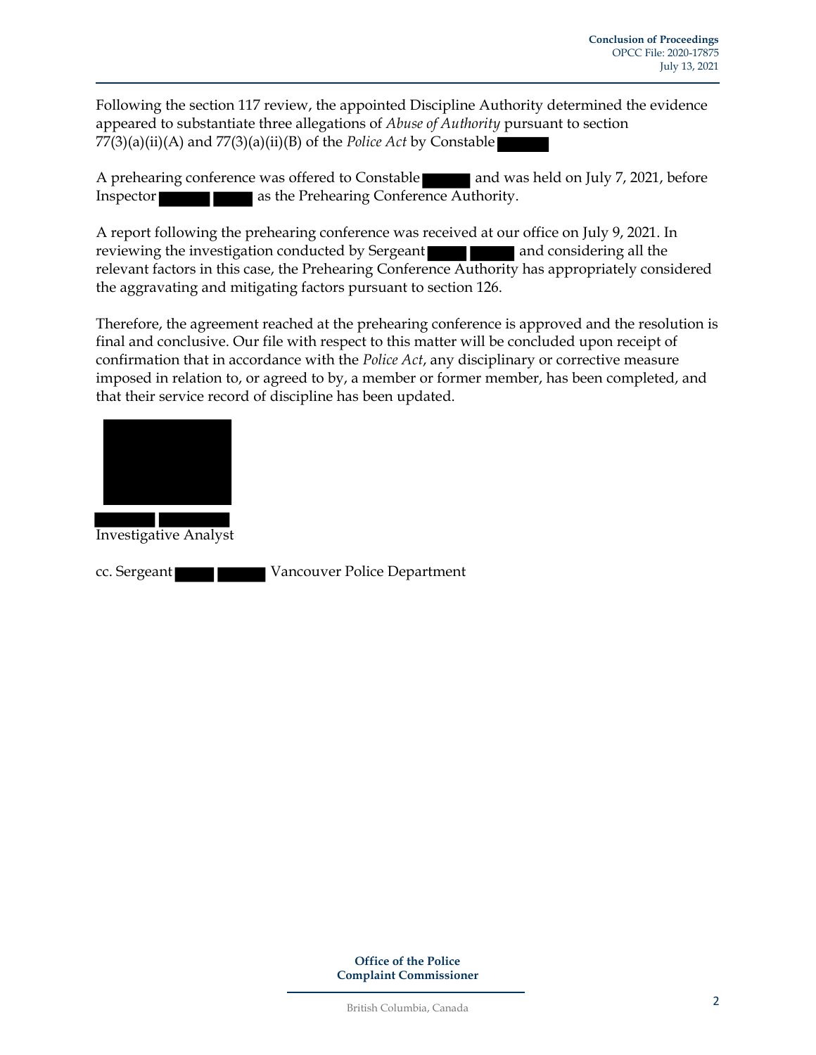Following the section 117 review, the appointed Discipline Authority determined the evidence appeared to substantiate three allegations of *Abuse of Authority* pursuant to section 77(3)(a)(ii)(A) and 77(3)(a)(ii)(B) of the *Police Act* by Constable

A prehearing conference was offered to Constable and was held on July 7, 2021, before Inspector as the Prehearing Conference Authority.

A report following the prehearing conference was received at our office on July 9, 2021. In reviewing the investigation conducted by Sergeant and considering all the relevant factors in this case, the Prehearing Conference Authority has appropriately considered the aggravating and mitigating factors pursuant to section 126.

Therefore, the agreement reached at the prehearing conference is approved and the resolution is final and conclusive. Our file with respect to this matter will be concluded upon receipt of confirmation that in accordance with the *Police Act*, any disciplinary or corrective measure imposed in relation to, or agreed to by, a member or former member, has been completed, and that their service record of discipline has been updated.

Investigative Analyst

cc. Sergeant Vancouver Police Department